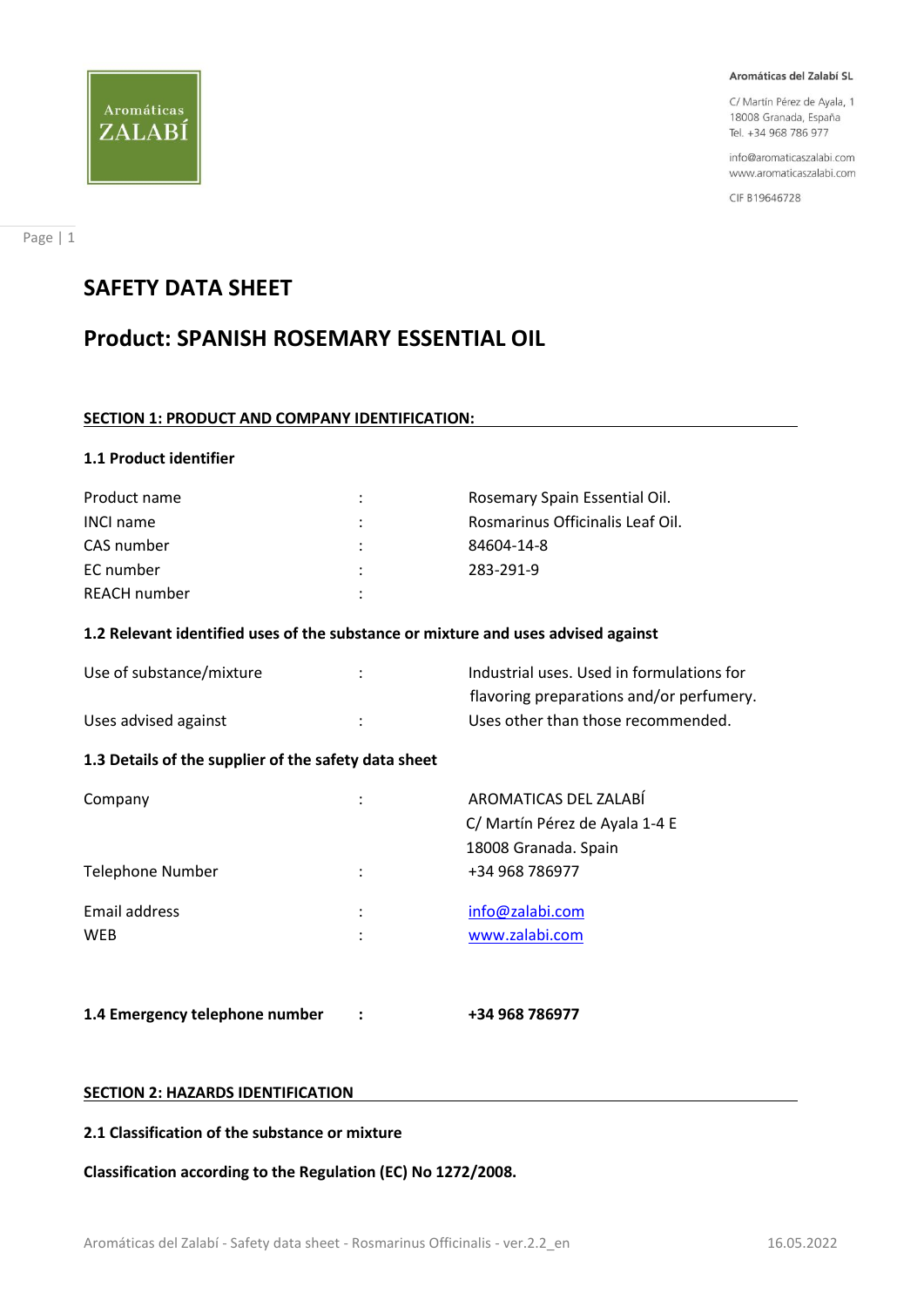Aromáticas del Zalabí SL

C/ Martín Pérez de Ayala, 1
18008 Granada, España
Tel. +34 968 786 977

info@aromaticaszalabi.com
www.aromaticaszalabi.com

CIF B19646728

# SAFETY DATA SHEET

# Product: SPANISH ROSEMARY ESSENTIAL OIL

## SECTION 1: PRODUCT AND COMPANY IDENTIFICATION:

### 1.1 Product identifier

| | | |
|---|---|---|
| Product name | : | Rosemary Spain Essential Oil. |
| INCI name | : | Rosmarinus Officinalis Leaf Oil. |
| CAS number | : | 84604-14-8 |
| EC number | : | 283-291-9 |
| REACH number | : | |

### 1.2 Relevant identified uses of the substance or mixture and uses advised against

| | | |
|---|---|---|
| Use of substance/mixture | : | Industrial uses. Used in formulations for flavoring preparations and/or perfumery. |
| Uses advised against | : | Uses other than those recommended. |

### 1.3 Details of the supplier of the safety data sheet

| | | |
|---|---|---|
| Company | : | AROMATICAS DEL ZALABÍ<br>C/ Martín Pérez de Ayala 1-4 E<br>18008 Granada. Spain |
| Telephone Number | : | +34 968 786977 |
| Email address | : | info@zalabi.com |
| WEB | : | www.zalabi.com |

### 1.4 Emergency telephone number : **+34 968 786977**

## SECTION 2: HAZARDS IDENTIFICATION

### 2.1 Classification of the substance or mixture

**Classification according to the Regulation (EC) No 1272/2008.**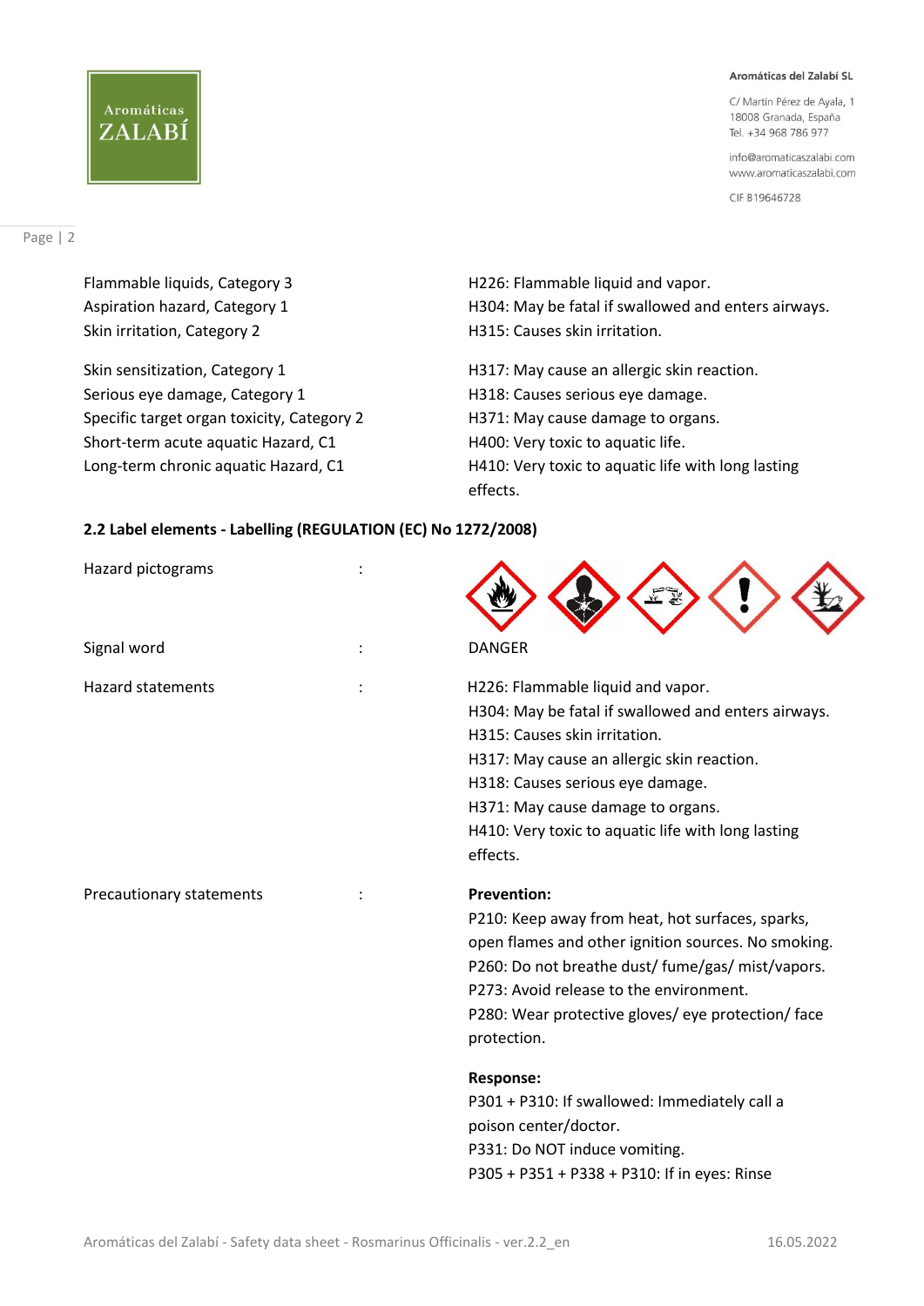| | |
|---|---|
| Flammable liquids, Category 3 | H226: Flammable liquid and vapor. |
| Aspiration hazard, Category 1 | H304: May be fatal if swallowed and enters airways. |
| Skin irritation, Category 2 | H315: Causes skin irritation. |
| Skin sensitization, Category 1 | H317: May cause an allergic skin reaction. |
| Serious eye damage, Category 1 | H318: Causes serious eye damage. |
| Specific target organ toxicity, Category 2 | H371: May cause damage to organs. |
| Short-term acute aquatic Hazard, C1 | H400: Very toxic to aquatic life. |
| Long-term chronic aquatic Hazard, C1 | H410: Very toxic to aquatic life with long lasting effects. |

**2.2 Label elements - Labelling (REGULATION (EC) No 1272/2008)**

Hazard pictograms :

Signal word : DANGER

Hazard statements :

H226: Flammable liquid and vapor.
H304: May be fatal if swallowed and enters airways.
H315: Causes skin irritation.
H317: May cause an allergic skin reaction.
H318: Causes serious eye damage.
H371: May cause damage to organs.
H410: Very toxic to aquatic life with long lasting effects.

Precautionary statements :

**Prevention:**
P210: Keep away from heat, hot surfaces, sparks, open flames and other ignition sources. No smoking.
P260: Do not breathe dust/ fume/gas/ mist/vapors.
P273: Avoid release to the environment.
P280: Wear protective gloves/ eye protection/ face protection.

**Response:**
P301 + P310: If swallowed: Immediately call a poison center/doctor.
P331: Do NOT induce vomiting.
P305 + P351 + P338 + P310: If in eyes: Rinse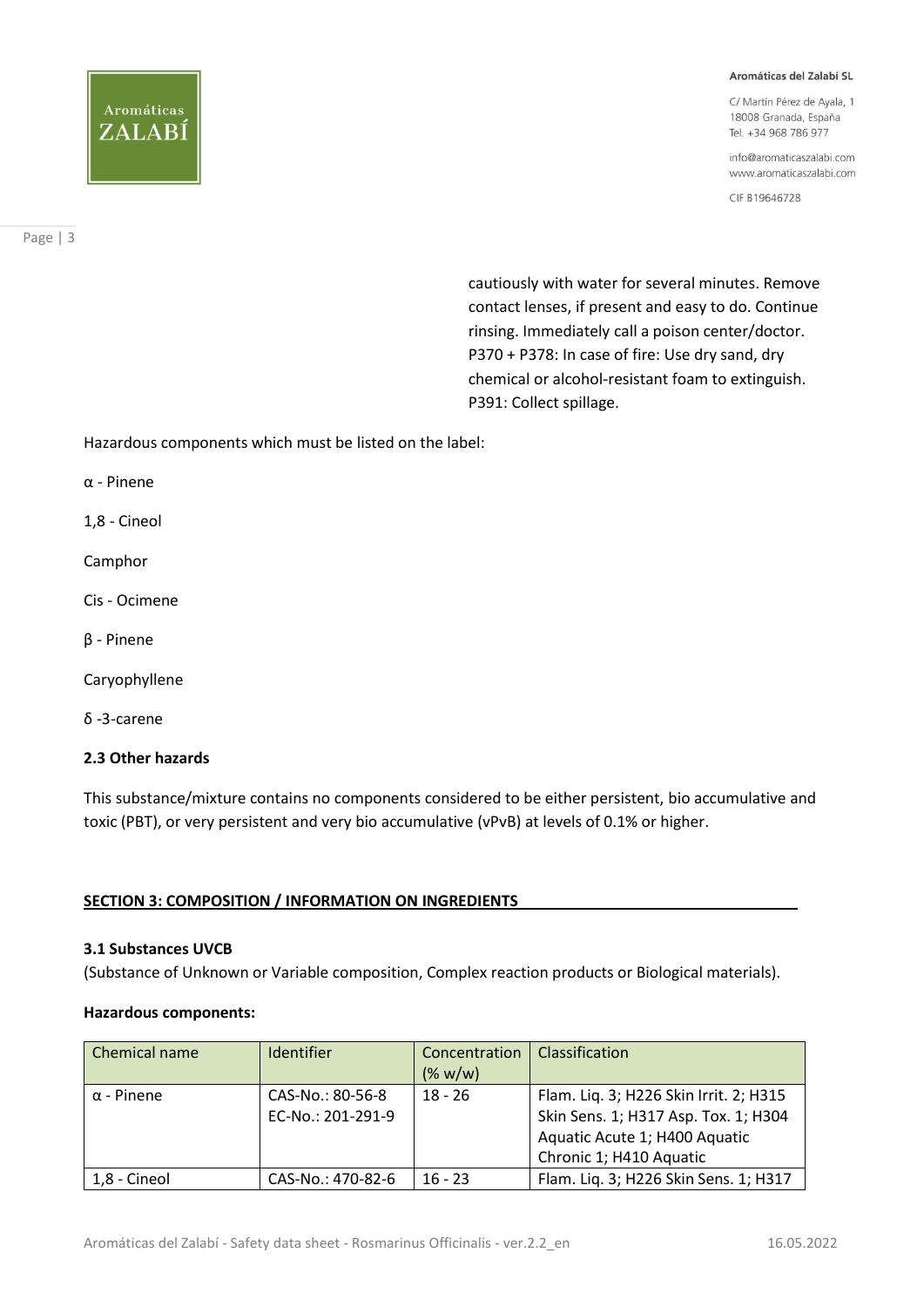cautiously with water for several minutes. Remove contact lenses, if present and easy to do. Continue rinsing. Immediately call a poison center/doctor.
P370 + P378: In case of fire: Use dry sand, dry chemical or alcohol-resistant foam to extinguish.
P391: Collect spillage.

Hazardous components which must be listed on the label:

α - Pinene

1,8 - Cineol

Camphor

Cis - Ocimene

β - Pinene

Caryophyllene

δ -3-carene

### 2.3 Other hazards

This substance/mixture contains no components considered to be either persistent, bio accumulative and toxic (PBT), or very persistent and very bio accumulative (vPvB) at levels of 0.1% or higher.

## SECTION 3: COMPOSITION / INFORMATION ON INGREDIENTS

### 3.1 Substances UVCB

(Substance of Unknown or Variable composition, Complex reaction products or Biological materials).

**Hazardous components:**

| Chemical name | Identifier | Concentration (% w/w) | Classification |
|---|---|---|---|
| α - Pinene | CAS-No.: 80-56-8 EC-No.: 201-291-9 | 18 - 26 | Flam. Liq. 3; H226 Skin Irrit. 2; H315 Skin Sens. 1; H317 Asp. Tox. 1; H304 Aquatic Acute 1; H400 Aquatic Chronic 1; H410 Aquatic |
| 1,8 - Cineol | CAS-No.: 470-82-6 | 16 - 23 | Flam. Liq. 3; H226 Skin Sens. 1; H317 |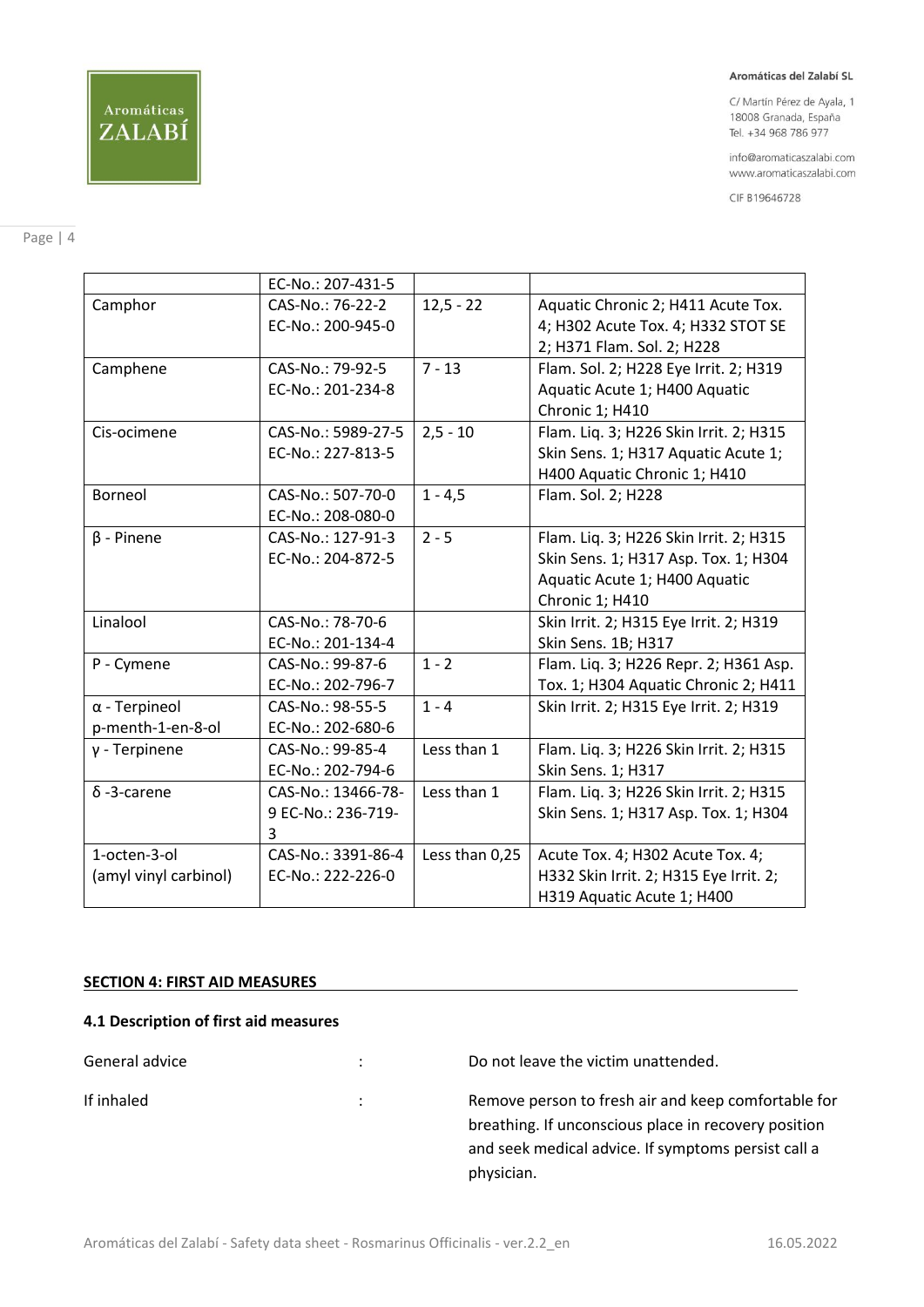|  | EC-No.: 207-431-5 |  |  |
| --- | --- | --- | --- |
| Camphor | CAS-No.: 76-22-2 EC-No.: 200-945-0 | 12,5 - 22 | Aquatic Chronic 2; H411 Acute Tox. 4; H302 Acute Tox. 4; H332 STOT SE 2; H371 Flam. Sol. 2; H228 |
| Camphene | CAS-No.: 79-92-5 EC-No.: 201-234-8 | 7 - 13 | Flam. Sol. 2; H228 Eye Irrit. 2; H319 Aquatic Acute 1; H400 Aquatic Chronic 1; H410 |
| Cis-ocimene | CAS-No.: 5989-27-5 EC-No.: 227-813-5 | 2,5 - 10 | Flam. Liq. 3; H226 Skin Irrit. 2; H315 Skin Sens. 1; H317 Aquatic Acute 1; H400 Aquatic Chronic 1; H410 |
| Borneol | CAS-No.: 507-70-0 EC-No.: 208-080-0 | 1 - 4,5 | Flam. Sol. 2; H228 |
| β - Pinene | CAS-No.: 127-91-3 EC-No.: 204-872-5 | 2 - 5 | Flam. Liq. 3; H226 Skin Irrit. 2; H315 Skin Sens. 1; H317 Asp. Tox. 1; H304 Aquatic Acute 1; H400 Aquatic Chronic 1; H410 |
| Linalool | CAS-No.: 78-70-6 EC-No.: 201-134-4 |  | Skin Irrit. 2; H315 Eye Irrit. 2; H319 Skin Sens. 1B; H317 |
| P - Cymene | CAS-No.: 99-87-6 EC-No.: 202-796-7 | 1 - 2 | Flam. Liq. 3; H226 Repr. 2; H361 Asp. Tox. 1; H304 Aquatic Chronic 2; H411 |
| α - Terpineol p-menth-1-en-8-ol | CAS-No.: 98-55-5 EC-No.: 202-680-6 | 1 - 4 | Skin Irrit. 2; H315 Eye Irrit. 2; H319 |
| γ - Terpinene | CAS-No.: 99-85-4 EC-No.: 202-794-6 | Less than 1 | Flam. Liq. 3; H226 Skin Irrit. 2; H315 Skin Sens. 1; H317 |
| δ -3-carene | CAS-No.: 13466-78-9 EC-No.: 236-719-3 | Less than 1 | Flam. Liq. 3; H226 Skin Irrit. 2; H315 Skin Sens. 1; H317 Asp. Tox. 1; H304 |
| 1-octen-3-ol (amyl vinyl carbinol) | CAS-No.: 3391-86-4 EC-No.: 222-226-0 | Less than 0,25 | Acute Tox. 4; H302 Acute Tox. 4; H332 Skin Irrit. 2; H315 Eye Irrit. 2; H319 Aquatic Acute 1; H400 |

## SECTION 4: FIRST AID MEASURES

### 4.1 Description of first aid measures

General advice : Do not leave the victim unattended.

If inhaled : Remove person to fresh air and keep comfortable for breathing. If unconscious place in recovery position and seek medical advice. If symptoms persist call a physician.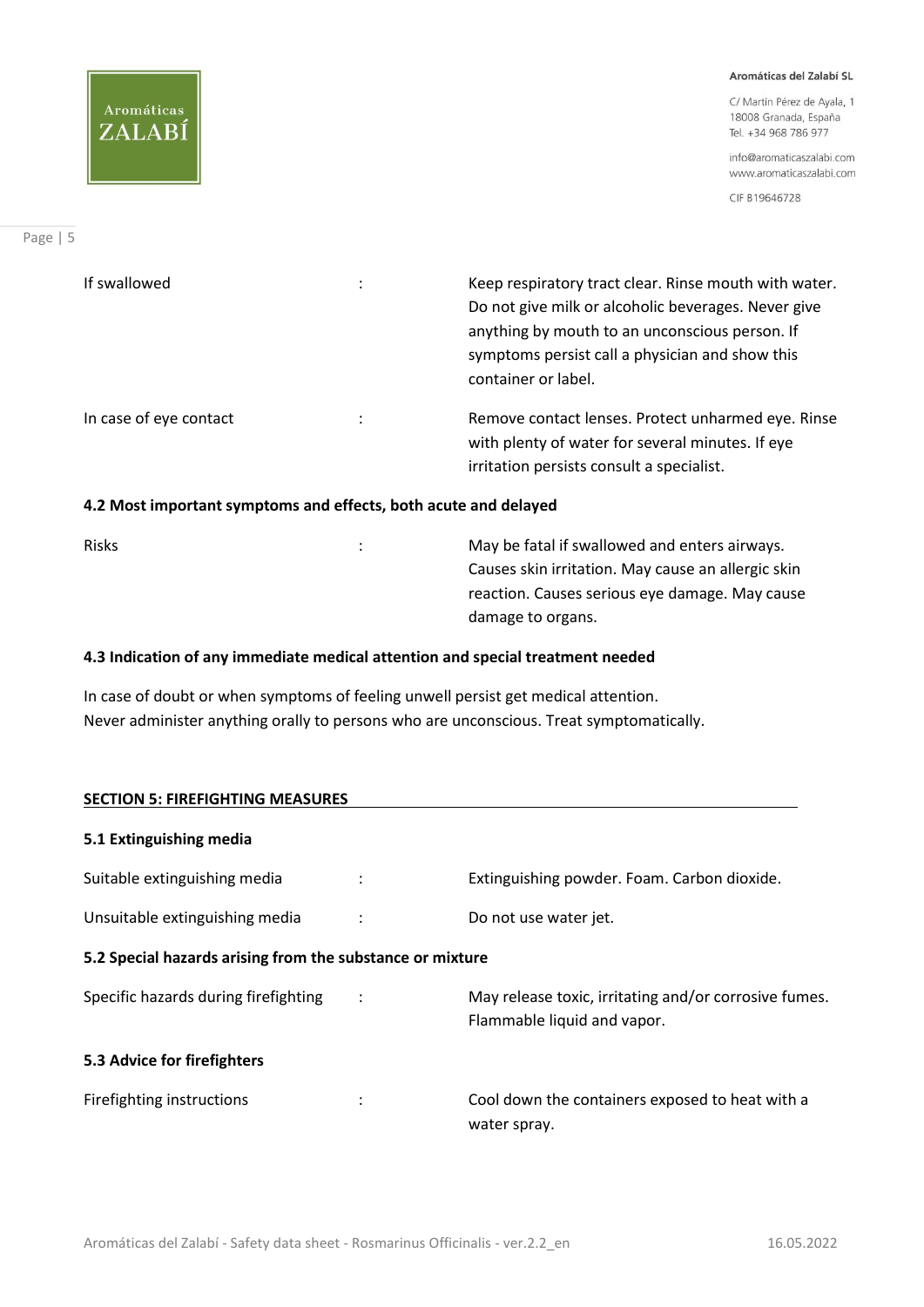| | | |
|---|---|---|
| If swallowed | : | Keep respiratory tract clear. Rinse mouth with water. Do not give milk or alcoholic beverages. Never give anything by mouth to an unconscious person. If symptoms persist call a physician and show this container or label. |
| In case of eye contact | : | Remove contact lenses. Protect unharmed eye. Rinse with plenty of water for several minutes. If eye irritation persists consult a specialist. |

### 4.2 Most important symptoms and effects, both acute and delayed

| | | |
|---|---|---|
| Risks | : | May be fatal if swallowed and enters airways. Causes skin irritation. May cause an allergic skin reaction. Causes serious eye damage. May cause damage to organs. |

### 4.3 Indication of any immediate medical attention and special treatment needed

In case of doubt or when symptoms of feeling unwell persist get medical attention.
Never administer anything orally to persons who are unconscious. Treat symptomatically.

## SECTION 5: FIREFIGHTING MEASURES

### 5.1 Extinguishing media

| | | |
|---|---|---|
| Suitable extinguishing media | : | Extinguishing powder. Foam. Carbon dioxide. |
| Unsuitable extinguishing media | : | Do not use water jet. |

### 5.2 Special hazards arising from the substance or mixture

| | | |
|---|---|---|
| Specific hazards during firefighting | : | May release toxic, irritating and/or corrosive fumes. Flammable liquid and vapor. |

### 5.3 Advice for firefighters

| | | |
|---|---|---|
| Firefighting instructions | : | Cool down the containers exposed to heat with a water spray. |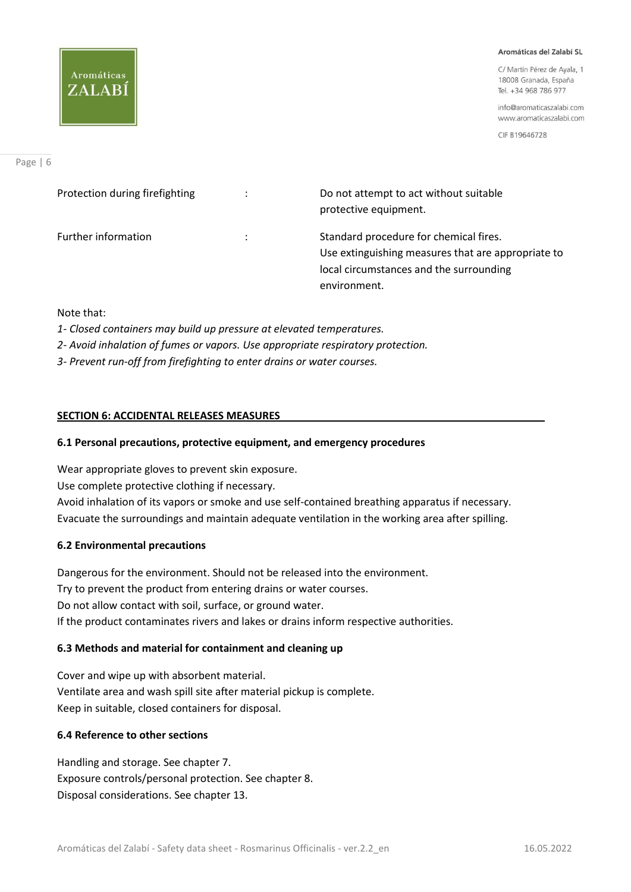| | | |
|---|---|---|
| Protection during firefighting | : | Do not attempt to act without suitable protective equipment. |
| Further information | : | Standard procedure for chemical fires. Use extinguishing measures that are appropriate to local circumstances and the surrounding environment. |

Note that:

*1- Closed containers may build up pressure at elevated temperatures.*

*2- Avoid inhalation of fumes or vapors. Use appropriate respiratory protection.*

*3- Prevent run-off from firefighting to enter drains or water courses.*

## SECTION 6: ACCIDENTAL RELEASES MEASURES

### 6.1 Personal precautions, protective equipment, and emergency procedures

Wear appropriate gloves to prevent skin exposure.
Use complete protective clothing if necessary.
Avoid inhalation of its vapors or smoke and use self-contained breathing apparatus if necessary.
Evacuate the surroundings and maintain adequate ventilation in the working area after spilling.

### 6.2 Environmental precautions

Dangerous for the environment. Should not be released into the environment.
Try to prevent the product from entering drains or water courses.
Do not allow contact with soil, surface, or ground water.
If the product contaminates rivers and lakes or drains inform respective authorities.

### 6.3 Methods and material for containment and cleaning up

Cover and wipe up with absorbent material.
Ventilate area and wash spill site after material pickup is complete.
Keep in suitable, closed containers for disposal.

### 6.4 Reference to other sections

Handling and storage. See chapter 7.
Exposure controls/personal protection. See chapter 8.
Disposal considerations. See chapter 13.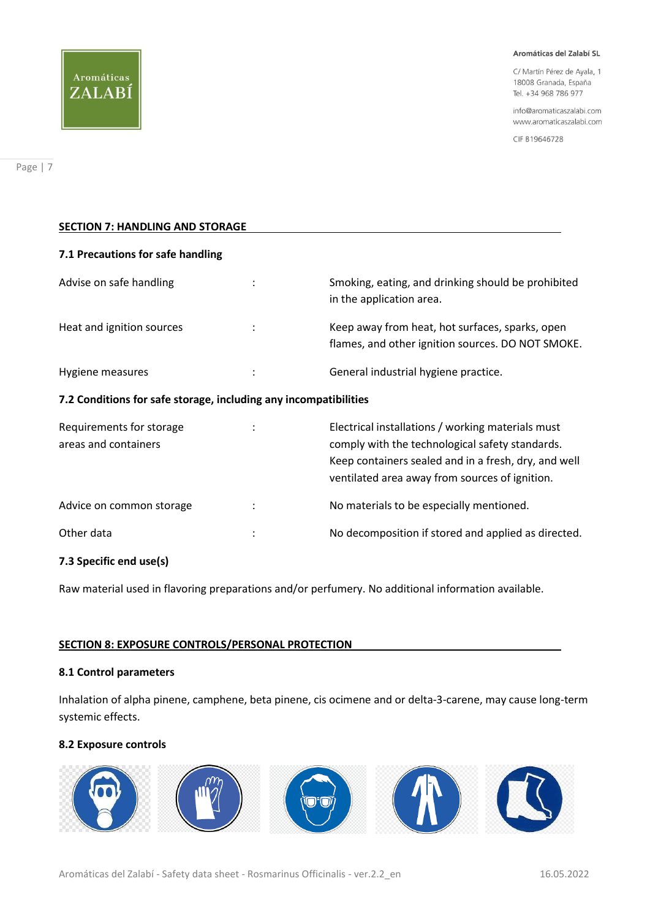## SECTION 7: HANDLING AND STORAGE

### 7.1 Precautions for safe handling

| | | |
|---|---|---|
| Advise on safe handling | : | Smoking, eating, and drinking should be prohibited in the application area. |
| Heat and ignition sources | : | Keep away from heat, hot surfaces, sparks, open flames, and other ignition sources. DO NOT SMOKE. |
| Hygiene measures | : | General industrial hygiene practice. |

### 7.2 Conditions for safe storage, including any incompatibilities

| | | |
|---|---|---|
| Requirements for storage areas and containers | : | Electrical installations / working materials must comply with the technological safety standards. Keep containers sealed and in a fresh, dry, and well ventilated area away from sources of ignition. |
| Advice on common storage | : | No materials to be especially mentioned. |
| Other data | : | No decomposition if stored and applied as directed. |

### 7.3 Specific end use(s)

Raw material used in flavoring preparations and/or perfumery. No additional information available.

## SECTION 8: EXPOSURE CONTROLS/PERSONAL PROTECTION

### 8.1 Control parameters

Inhalation of alpha pinene, camphene, beta pinene, cis ocimene and or delta-3-carene, may cause long-term systemic effects.

### 8.2 Exposure controls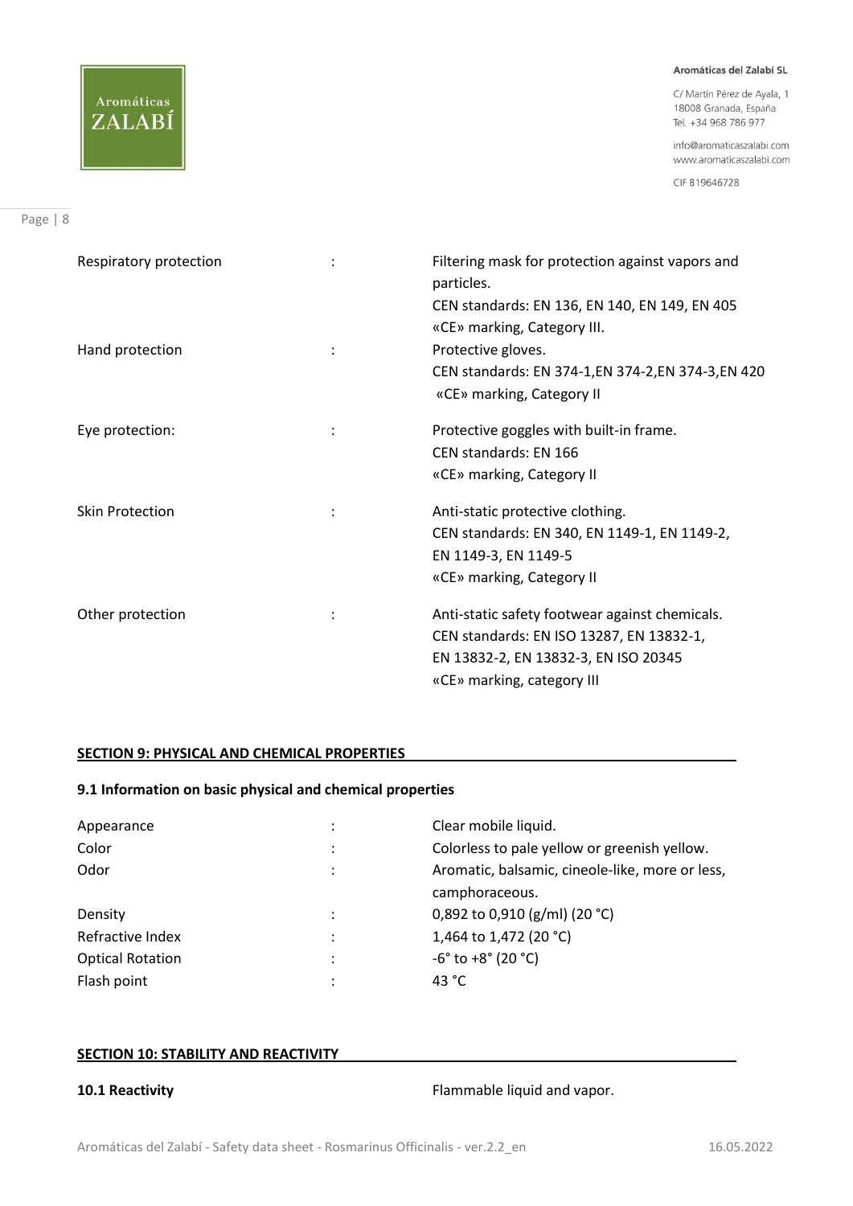| | | |
|---|---|---|
| Respiratory protection | : | Filtering mask for protection against vapors and particles.<br>CEN standards: EN 136, EN 140, EN 149, EN 405<br>«CE» marking, Category III. |
| Hand protection | : | Protective gloves.<br>CEN standards: EN 374-1,EN 374-2,EN 374-3,EN 420<br>«CE» marking, Category II |
| Eye protection: | : | Protective goggles with built-in frame.<br>CEN standards: EN 166<br>«CE» marking, Category II |
| Skin Protection | : | Anti-static protective clothing.<br>CEN standards: EN 340, EN 1149-1, EN 1149-2, EN 1149-3, EN 1149-5<br>«CE» marking, Category II |
| Other protection | : | Anti-static safety footwear against chemicals.<br>CEN standards: EN ISO 13287, EN 13832-1, EN 13832-2, EN 13832-3, EN ISO 20345<br>«CE» marking, category III |

## SECTION 9: PHYSICAL AND CHEMICAL PROPERTIES

### 9.1 Information on basic physical and chemical properties

| | | |
|---|---|---|
| Appearance | : | Clear mobile liquid. |
| Color | : | Colorless to pale yellow or greenish yellow. |
| Odor | : | Aromatic, balsamic, cineole-like, more or less, camphoraceous. |
| Density | : | 0,892 to 0,910 (g/ml) (20 °C) |
| Refractive Index | : | 1,464 to 1,472 (20 °C) |
| Optical Rotation | : | -6° to +8° (20 °C) |
| Flash point | : | 43 °C |

## SECTION 10: STABILITY AND REACTIVITY

**10.1 Reactivity** Flammable liquid and vapor.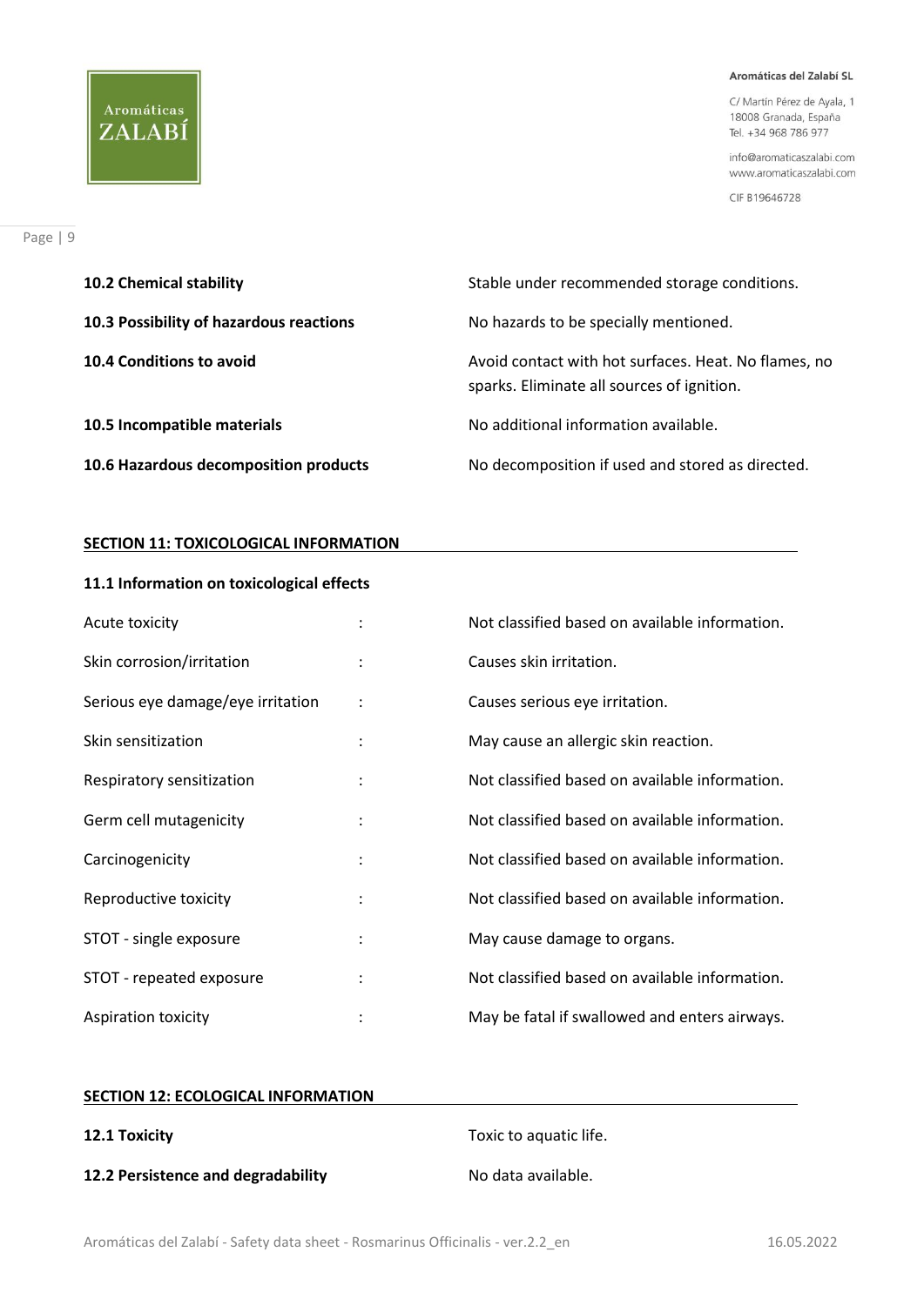| | |
|---|---|
| **10.2 Chemical stability** | Stable under recommended storage conditions. |
| **10.3 Possibility of hazardous reactions** | No hazards to be specially mentioned. |
| **10.4 Conditions to avoid** | Avoid contact with hot surfaces. Heat. No flames, no sparks. Eliminate all sources of ignition. |
| **10.5 Incompatible materials** | No additional information available. |
| **10.6 Hazardous decomposition products** | No decomposition if used and stored as directed. |

## SECTION 11: TOXICOLOGICAL INFORMATION

### 11.1 Information on toxicological effects

| | | |
|---|---|---|
| Acute toxicity | : | Not classified based on available information. |
| Skin corrosion/irritation | : | Causes skin irritation. |
| Serious eye damage/eye irritation | : | Causes serious eye irritation. |
| Skin sensitization | : | May cause an allergic skin reaction. |
| Respiratory sensitization | : | Not classified based on available information. |
| Germ cell mutagenicity | : | Not classified based on available information. |
| Carcinogenicity | : | Not classified based on available information. |
| Reproductive toxicity | : | Not classified based on available information. |
| STOT - single exposure | : | May cause damage to organs. |
| STOT - repeated exposure | : | Not classified based on available information. |
| Aspiration toxicity | : | May be fatal if swallowed and enters airways. |

## SECTION 12: ECOLOGICAL INFORMATION

| | |
|---|---|
| **12.1 Toxicity** | Toxic to aquatic life. |
| **12.2 Persistence and degradability** | No data available. |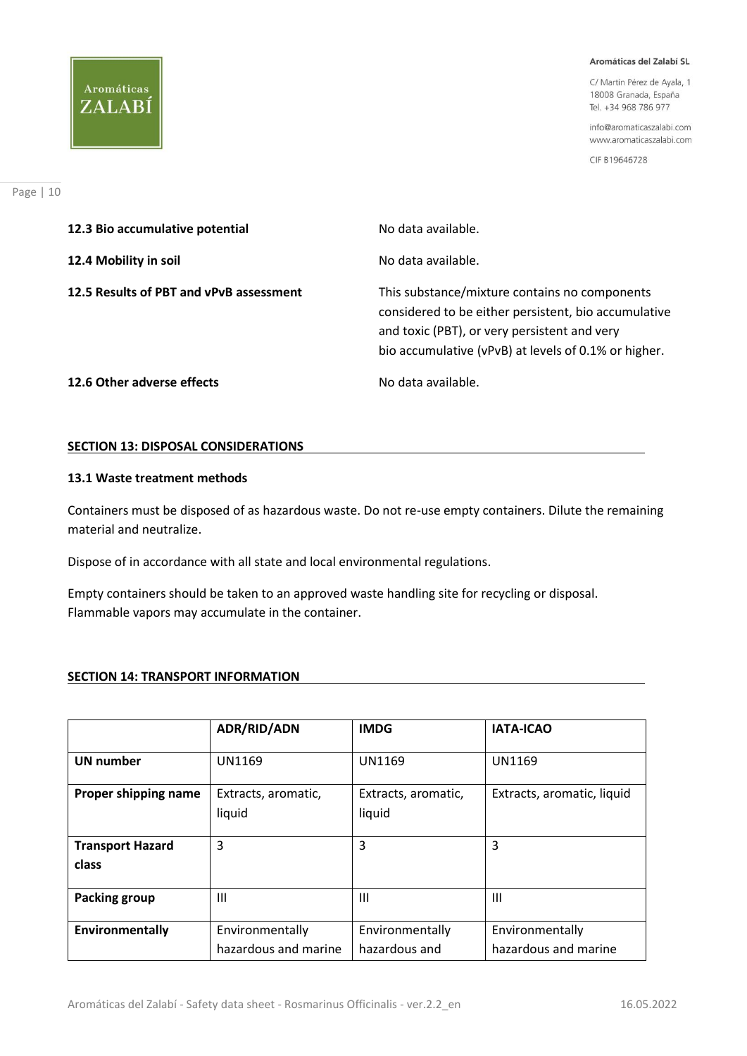**12.3 Bio accumulative potential** No data available.

**12.4 Mobility in soil** No data available.

**12.5 Results of PBT and vPvB assessment** This substance/mixture contains no components considered to be either persistent, bio accumulative and toxic (PBT), or very persistent and very bio accumulative (vPvB) at levels of 0.1% or higher.

**12.6 Other adverse effects** No data available.

## SECTION 13: DISPOSAL CONSIDERATIONS

### 13.1 Waste treatment methods

Containers must be disposed of as hazardous waste. Do not re-use empty containers. Dilute the remaining material and neutralize.

Dispose of in accordance with all state and local environmental regulations.

Empty containers should be taken to an approved waste handling site for recycling or disposal. Flammable vapors may accumulate in the container.

## SECTION 14: TRANSPORT INFORMATION

| | ADR/RID/ADN | IMDG | IATA-ICAO |
|---|---|---|---|
| **UN number** | UN1169 | UN1169 | UN1169 |
| **Proper shipping name** | Extracts, aromatic, liquid | Extracts, aromatic, liquid | Extracts, aromatic, liquid |
| **Transport Hazard class** | 3 | 3 | 3 |
| **Packing group** | III | III | III |
| **Environmentally** | Environmentally hazardous and marine | Environmentally hazardous and | Environmentally hazardous and marine |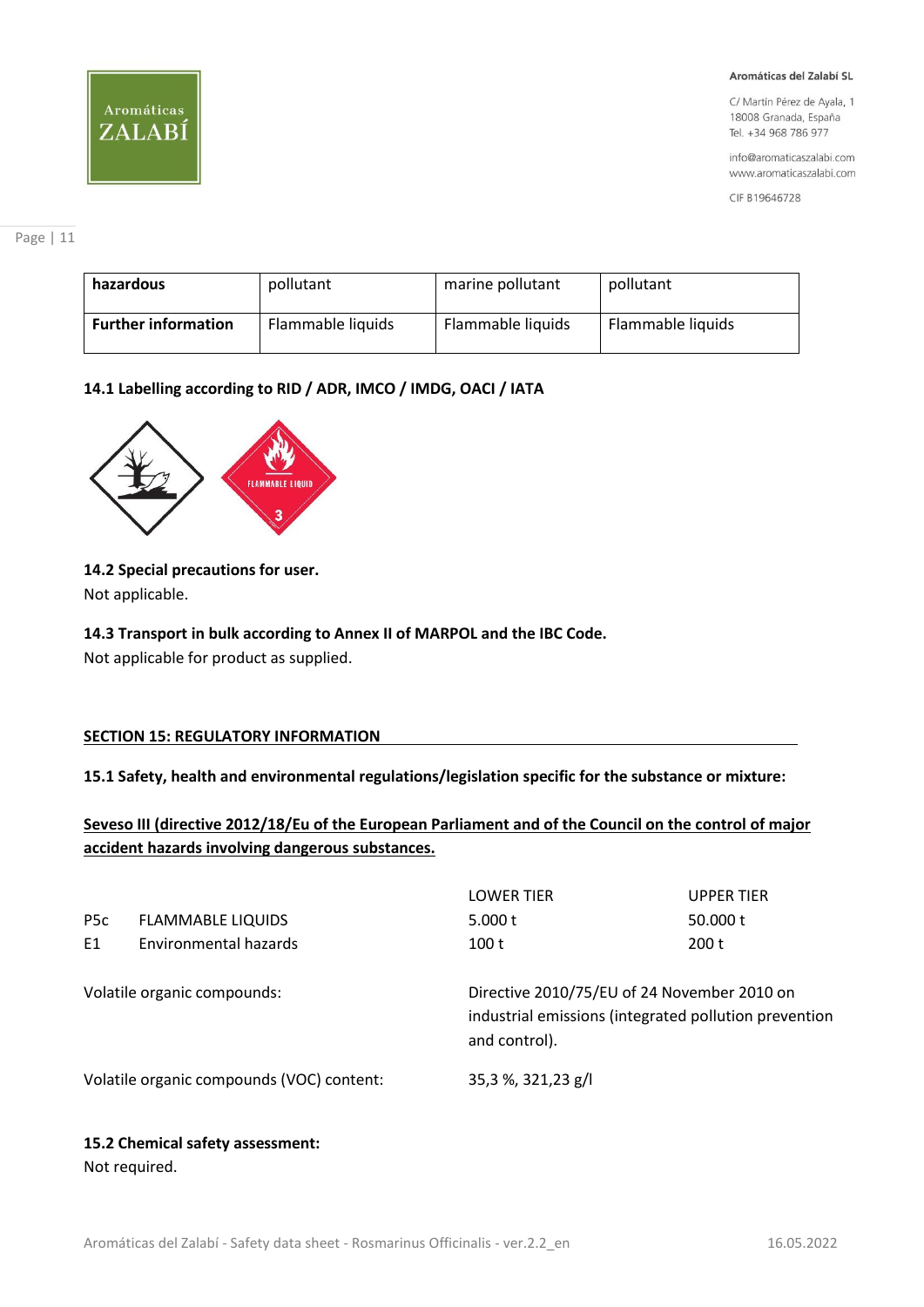| hazardous | pollutant | marine pollutant | pollutant |
| --- | --- | --- | --- |
| **Further information** | Flammable liquids | Flammable liquids | Flammable liquids |

**14.1 Labelling according to RID / ADR, IMCO / IMDG, OACI / IATA**

**14.2 Special precautions for user.**

Not applicable.

**14.3 Transport in bulk according to Annex II of MARPOL and the IBC Code.**

Not applicable for product as supplied.

## SECTION 15: REGULATORY INFORMATION

**15.1 Safety, health and environmental regulations/legislation specific for the substance or mixture:**

**Seveso III (directive 2012/18/Eu of the European Parliament and of the Council on the control of major accident hazards involving dangerous substances.**

| | | LOWER TIER | UPPER TIER |
| --- | --- | --- | --- |
| P5c | FLAMMABLE LIQUIDS | 5.000 t | 50.000 t |
| E1 | Environmental hazards | 100 t | 200 t |

Volatile organic compounds: Directive 2010/75/EU of 24 November 2010 on industrial emissions (integrated pollution prevention and control).

Volatile organic compounds (VOC) content: 35,3 %, 321,23 g/l

**15.2 Chemical safety assessment:**

Not required.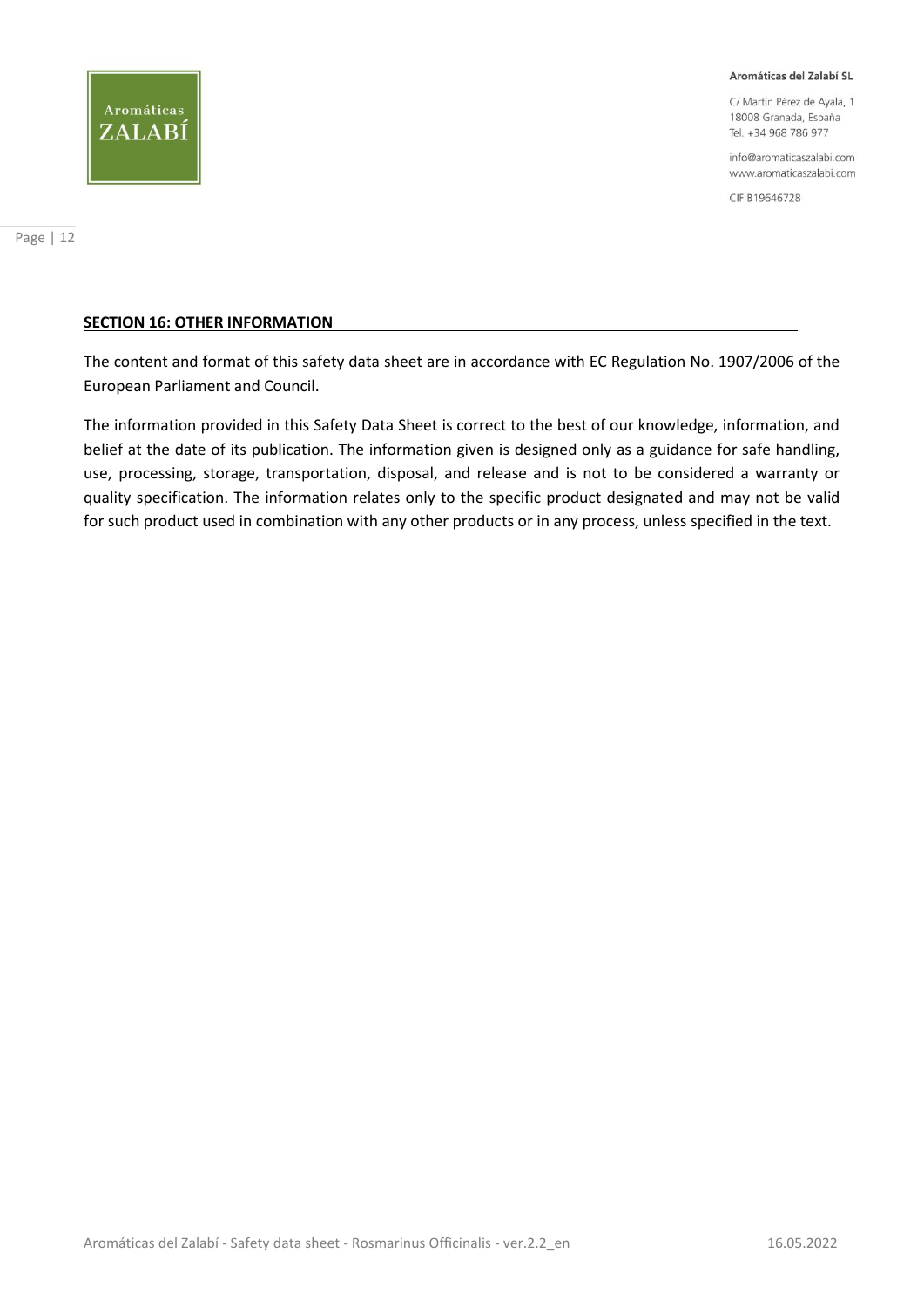## SECTION 16: OTHER INFORMATION

The content and format of this safety data sheet are in accordance with EC Regulation No. 1907/2006 of the European Parliament and Council.

The information provided in this Safety Data Sheet is correct to the best of our knowledge, information, and belief at the date of its publication. The information given is designed only as a guidance for safe handling, use, processing, storage, transportation, disposal, and release and is not to be considered a warranty or quality specification. The information relates only to the specific product designated and may not be valid for such product used in combination with any other products or in any process, unless specified in the text.